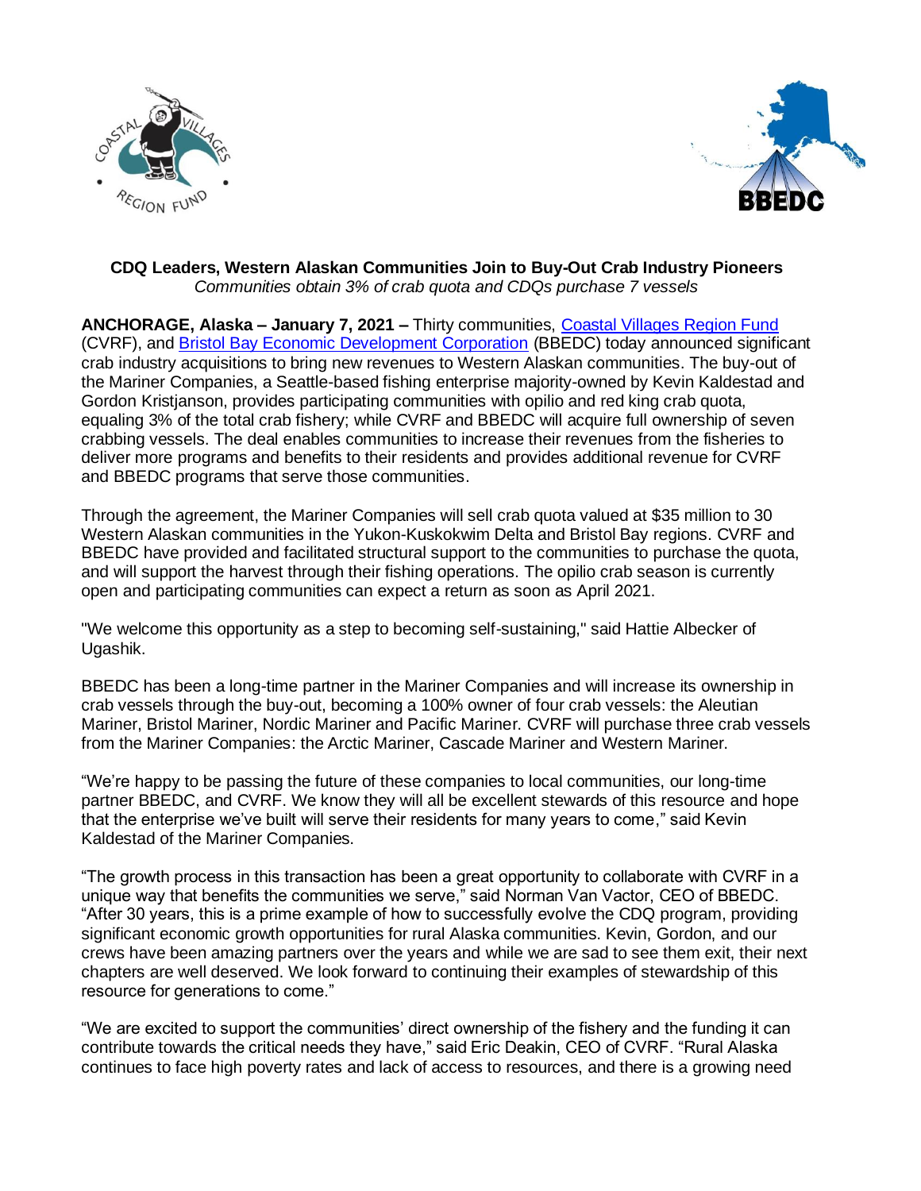**CDQ Leaders, Western Alaskan Communities Join to Buy-Out Crab Industry Pioneers**

*Communities obtain 3% of crab quota and CDQs purchase 7 vessels*

**ANCHORAGE, Alaska – January 7, 2021 –** Thirty communities, [Coastal Villages Region Fund](Coastal Villages Region Fund) (CVRF), and [Bristol Bay Economic Development Corporation](Bristol Bay Economic Development Corporation) (BBEDC) today announced significant crab industry acquisitions to bring new revenues to Western Alaskan communities. The buy-out of the Mariner Companies, a Seattle-based fishing enterprise majority-owned by Kevin Kaldestad and Gordon Kristjanson, provides participating communities with opilio and red king crab quota, equaling 3% of the total crab fishery; while CVRF and BBEDC will acquire full ownership of seven crabbing vessels. The deal enables communities to increase their revenues from the fisheries to deliver more programs and benefits to their residents and provides additional revenue for CVRF and BBEDC programs that serve those communities.

Through the agreement, the Mariner Companies will sell crab quota valued at $35 million to 30 Western Alaskan communities in the Yukon-Kuskokwim Delta and Bristol Bay regions. CVRF and BBEDC have provided and facilitated structural support to the communities to purchase the quota, and will support the harvest through their fishing operations. The opilio crab season is currently open and participating communities can expect a return as soon as April 2021.

"We welcome this opportunity as a step to becoming self-sustaining," said Hattie Albecker of Ugashik.

BBEDC has been a long-time partner in the Mariner Companies and will increase its ownership in crab vessels through the buy-out, becoming a 100% owner of four crab vessels: the Aleutian Mariner, Bristol Mariner, Nordic Mariner and Pacific Mariner. CVRF will purchase three crab vessels from the Mariner Companies: the Arctic Mariner, Cascade Mariner and Western Mariner.

"We're happy to be passing the future of these companies to local communities, our long-time partner BBEDC, and CVRF. We know they will all be excellent stewards of this resource and hope that the enterprise we've built will serve their residents for many years to come," said Kevin Kaldestad of the Mariner Companies.

"The growth process in this transaction has been a great opportunity to collaborate with CVRF in a unique way that benefits the communities we serve," said Norman Van Vactor, CEO of BBEDC. "After 30 years, this is a prime example of how to successfully evolve the CDQ program, providing significant economic growth opportunities for rural Alaska communities. Kevin, Gordon, and our crews have been amazing partners over the years and while we are sad to see them exit, their next chapters are well deserved. We look forward to continuing their examples of stewardship of this resource for generations to come."

"We are excited to support the communities' direct ownership of the fishery and the funding it can contribute towards the critical needs they have," said Eric Deakin, CEO of CVRF. "Rural Alaska continues to face high poverty rates and lack of access to resources, and there is a growing need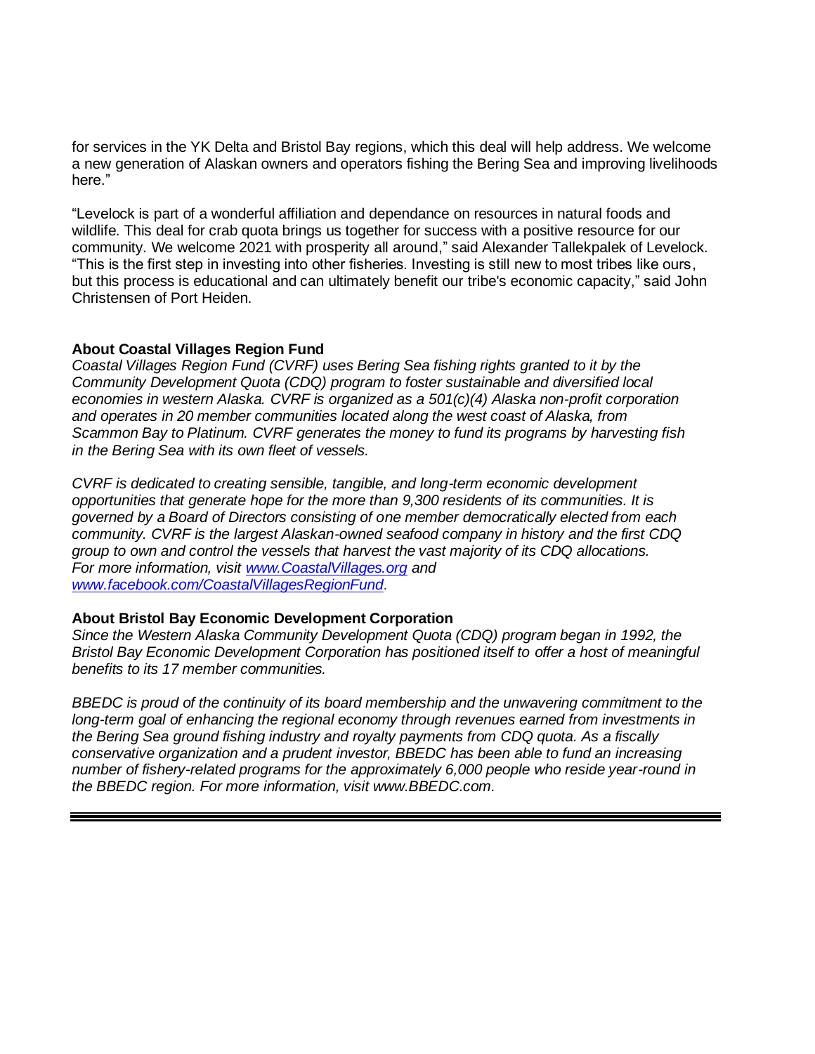for services in the YK Delta and Bristol Bay regions, which this deal will help address. We welcome a new generation of Alaskan owners and operators fishing the Bering Sea and improving livelihoods here."

"Levelock is part of a wonderful affiliation and dependance on resources in natural foods and wildlife. This deal for crab quota brings us together for success with a positive resource for our community. We welcome 2021 with prosperity all around," said Alexander Tallekpalek of Levelock. "This is the first step in investing into other fisheries. Investing is still new to most tribes like ours, but this process is educational and can ultimately benefit our tribe's economic capacity," said John Christensen of Port Heiden.

**About Coastal Villages Region Fund**

*Coastal Villages Region Fund (CVRF) uses Bering Sea fishing rights granted to it by the Community Development Quota (CDQ) program to foster sustainable and diversified local economies in western Alaska. CVRF is organized as a 501(c)(4) Alaska non-profit corporation and operates in 20 member communities located along the west coast of Alaska, from Scammon Bay to Platinum. CVRF generates the money to fund its programs by harvesting fish in the Bering Sea with its own fleet of vessels.*

*CVRF is dedicated to creating sensible, tangible, and long-term economic development opportunities that generate hope for the more than 9,300 residents of its communities. It is governed by a Board of Directors consisting of one member democratically elected from each community. CVRF is the largest Alaskan-owned seafood company in history and the first CDQ group to own and control the vessels that harvest the vast majority of its CDQ allocations. For more information, visit [www.CoastalVillages.org](www.CoastalVillages.org) and [www.facebook.com/CoastalVillagesRegionFund](www.facebook.com/CoastalVillagesRegionFund).*

**About Bristol Bay Economic Development Corporation**

*Since the Western Alaska Community Development Quota (CDQ) program began in 1992, the Bristol Bay Economic Development Corporation has positioned itself to offer a host of meaningful benefits to its 17 member communities.*

*BBEDC is proud of the continuity of its board membership and the unwavering commitment to the long-term goal of enhancing the regional economy through revenues earned from investments in the Bering Sea ground fishing industry and royalty payments from CDQ quota. As a fiscally conservative organization and a prudent investor, BBEDC has been able to fund an increasing number of fishery-related programs for the approximately 6,000 people who reside year-round in the BBEDC region. For more information, visit www.BBEDC.com.*